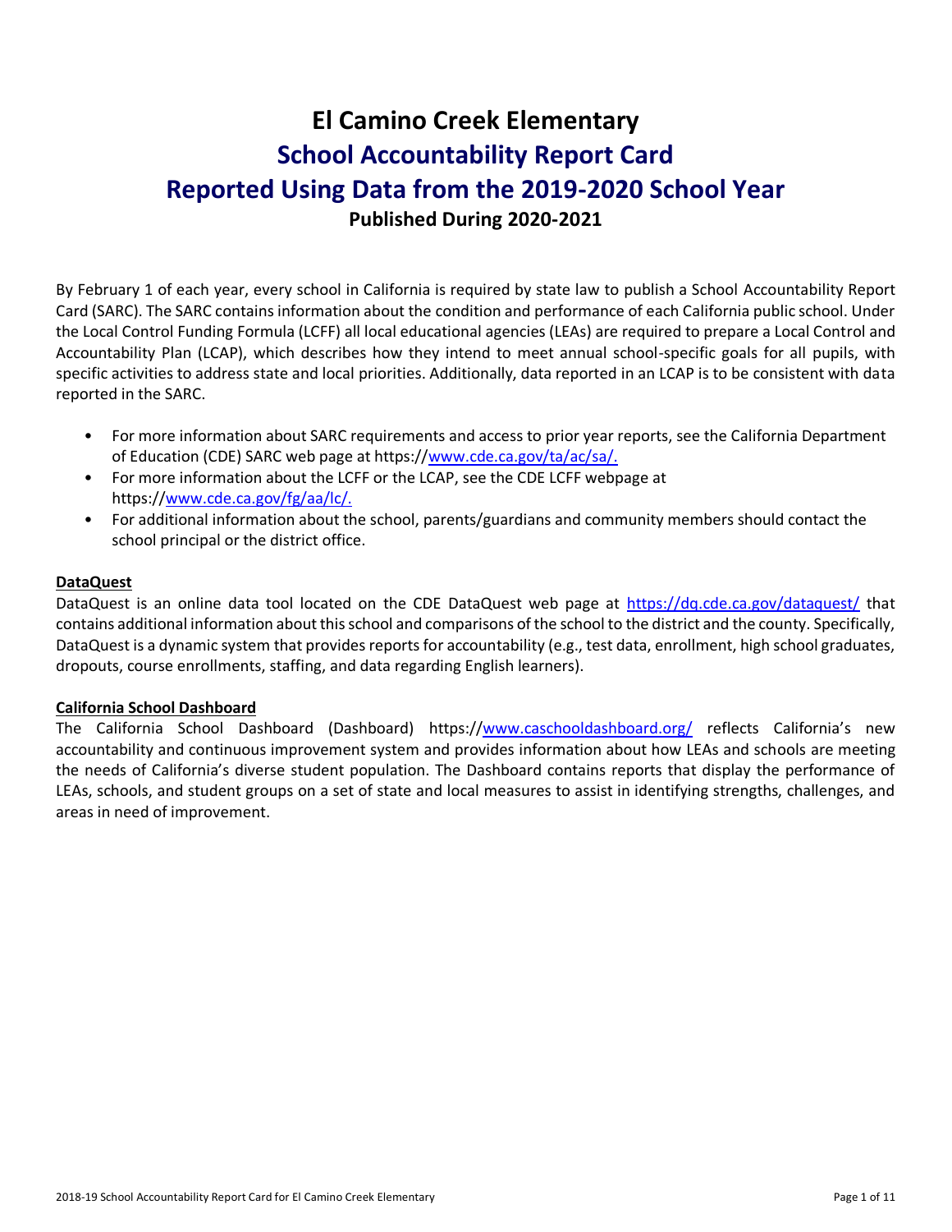# El Camino Creek Elementary
# School Accountability Report Card
# Reported Using Data from the 2019-2020 School Year
**Published During 2020-2021**

By February 1 of each year, every school in California is required by state law to publish a School Accountability Report Card (SARC). The SARC contains information about the condition and performance of each California public school. Under the Local Control Funding Formula (LCFF) all local educational agencies (LEAs) are required to prepare a Local Control and Accountability Plan (LCAP), which describes how they intend to meet annual school-specific goals for all pupils, with specific activities to address state and local priorities. Additionally, data reported in an LCAP is to be consistent with data reported in the SARC.

- For more information about SARC requirements and access to prior year reports, see the California Department of Education (CDE) SARC web page at https://www.cde.ca.gov/ta/ac/sa/.
- For more information about the LCFF or the LCAP, see the CDE LCFF webpage at https://www.cde.ca.gov/fg/aa/lc/.
- For additional information about the school, parents/guardians and community members should contact the school principal or the district office.

**DataQuest**

DataQuest is an online data tool located on the CDE DataQuest web page at https://dq.cde.ca.gov/dataquest/ that contains additional information about this school and comparisons of the school to the district and the county. Specifically, DataQuest is a dynamic system that provides reports for accountability (e.g., test data, enrollment, high school graduates, dropouts, course enrollments, staffing, and data regarding English learners).

**California School Dashboard**

The California School Dashboard (Dashboard) https://www.caschooldashboard.org/ reflects California's new accountability and continuous improvement system and provides information about how LEAs and schools are meeting the needs of California's diverse student population. The Dashboard contains reports that display the performance of LEAs, schools, and student groups on a set of state and local measures to assist in identifying strengths, challenges, and areas in need of improvement.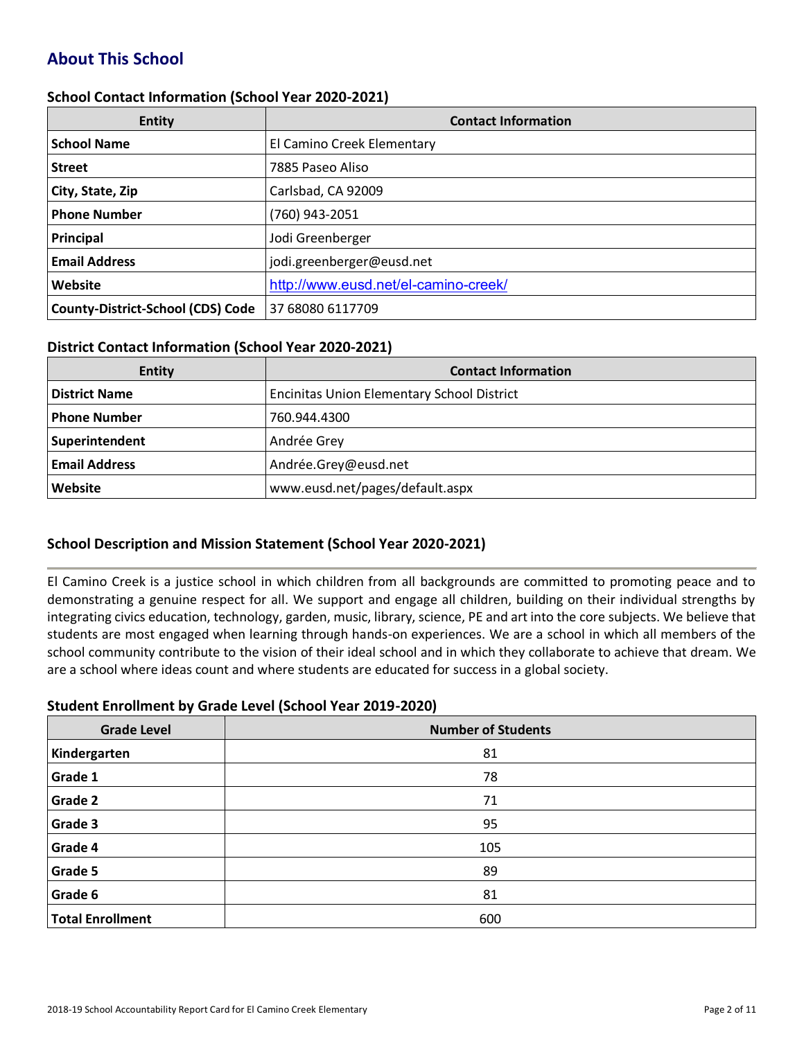## About This School

### School Contact Information (School Year 2020-2021)

| Entity | Contact Information |
|---|---|
| **School Name** | El Camino Creek Elementary |
| **Street** | 7885 Paseo Aliso |
| **City, State, Zip** | Carlsbad, CA 92009 |
| **Phone Number** | (760) 943-2051 |
| **Principal** | Jodi Greenberger |
| **Email Address** | jodi.greenberger@eusd.net |
| **Website** | http://www.eusd.net/el-camino-creek/ |
| **County-District-School (CDS) Code** | 37 68080 6117709 |

### District Contact Information (School Year 2020-2021)

| Entity | Contact Information |
|---|---|
| **District Name** | Encinitas Union Elementary School District |
| **Phone Number** | 760.944.4300 |
| **Superintendent** | Andrée Grey |
| **Email Address** | Andrée.Grey@eusd.net |
| **Website** | www.eusd.net/pages/default.aspx |

### School Description and Mission Statement (School Year 2020-2021)

El Camino Creek is a justice school in which children from all backgrounds are committed to promoting peace and to demonstrating a genuine respect for all. We support and engage all children, building on their individual strengths by integrating civics education, technology, garden, music, library, science, PE and art into the core subjects. We believe that students are most engaged when learning through hands-on experiences. We are a school in which all members of the school community contribute to the vision of their ideal school and in which they collaborate to achieve that dream. We are a school where ideas count and where students are educated for success in a global society.

### Student Enrollment by Grade Level (School Year 2019-2020)

| Grade Level | Number of Students |
|---|---|
| **Kindergarten** | 81 |
| **Grade 1** | 78 |
| **Grade 2** | 71 |
| **Grade 3** | 95 |
| **Grade 4** | 105 |
| **Grade 5** | 89 |
| **Grade 6** | 81 |
| **Total Enrollment** | 600 |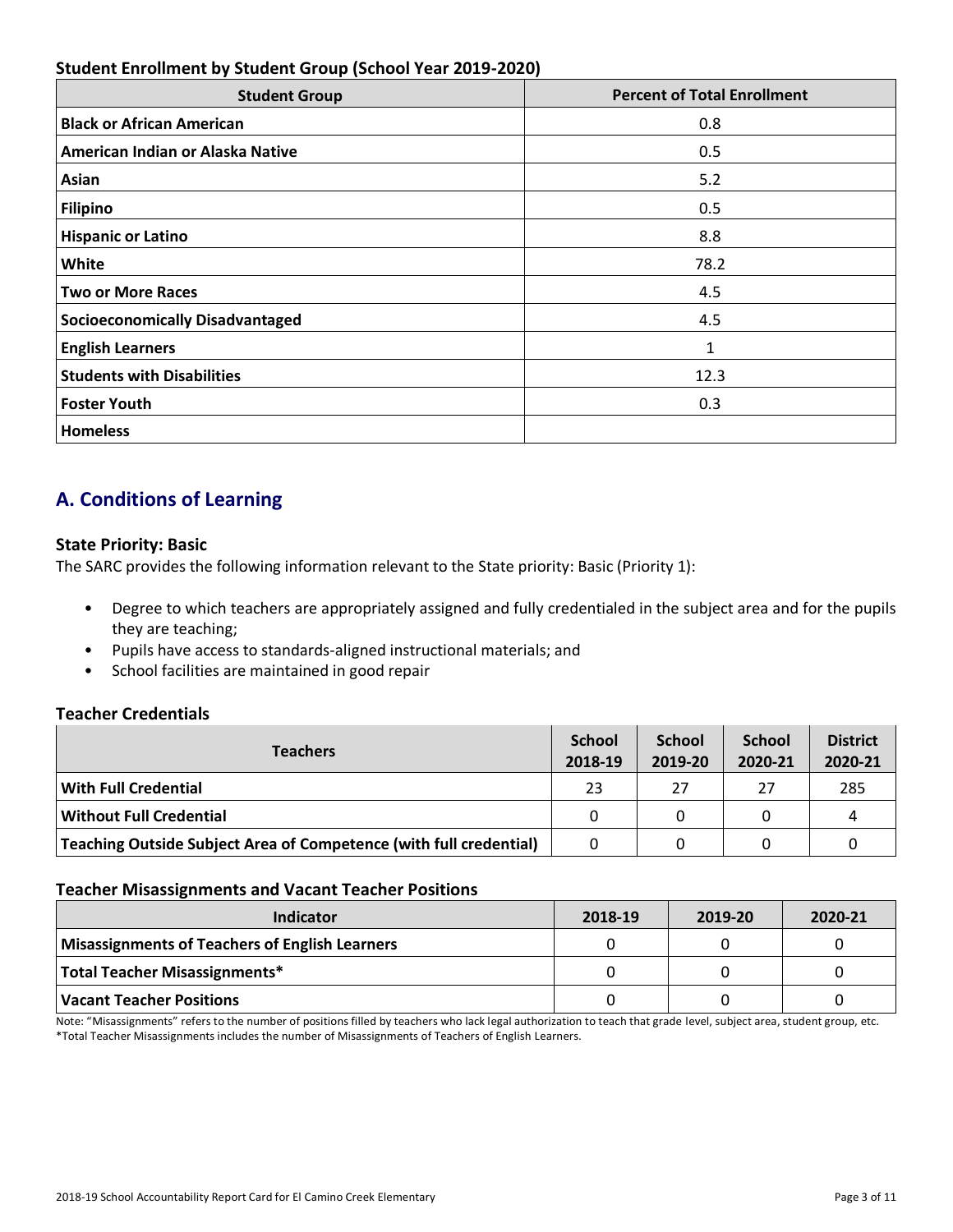### Student Enrollment by Student Group (School Year 2019-2020)

| Student Group | Percent of Total Enrollment |
|---|---|
| **Black or African American** | 0.8 |
| **American Indian or Alaska Native** | 0.5 |
| **Asian** | 5.2 |
| **Filipino** | 0.5 |
| **Hispanic or Latino** | 8.8 |
| **White** | 78.2 |
| **Two or More Races** | 4.5 |
| **Socioeconomically Disadvantaged** | 4.5 |
| **English Learners** | 1 |
| **Students with Disabilities** | 12.3 |
| **Foster Youth** | 0.3 |
| **Homeless** | |

## A. Conditions of Learning

### State Priority: Basic

The SARC provides the following information relevant to the State priority: Basic (Priority 1):

- Degree to which teachers are appropriately assigned and fully credentialed in the subject area and for the pupils they are teaching;
- Pupils have access to standards-aligned instructional materials; and
- School facilities are maintained in good repair

### Teacher Credentials

| Teachers | School 2018-19 | School 2019-20 | School 2020-21 | District 2020-21 |
|---|---|---|---|---|
| **With Full Credential** | 23 | 27 | 27 | 285 |
| **Without Full Credential** | 0 | 0 | 0 | 4 |
| **Teaching Outside Subject Area of Competence (with full credential)** | 0 | 0 | 0 | 0 |

### Teacher Misassignments and Vacant Teacher Positions

| Indicator | 2018-19 | 2019-20 | 2020-21 |
|---|---|---|---|
| **Misassignments of Teachers of English Learners** | 0 | 0 | 0 |
| **Total Teacher Misassignments*** | 0 | 0 | 0 |
| **Vacant Teacher Positions** | 0 | 0 | 0 |

Note: "Misassignments" refers to the number of positions filled by teachers who lack legal authorization to teach that grade level, subject area, student group, etc.
*Total Teacher Misassignments includes the number of Misassignments of Teachers of English Learners.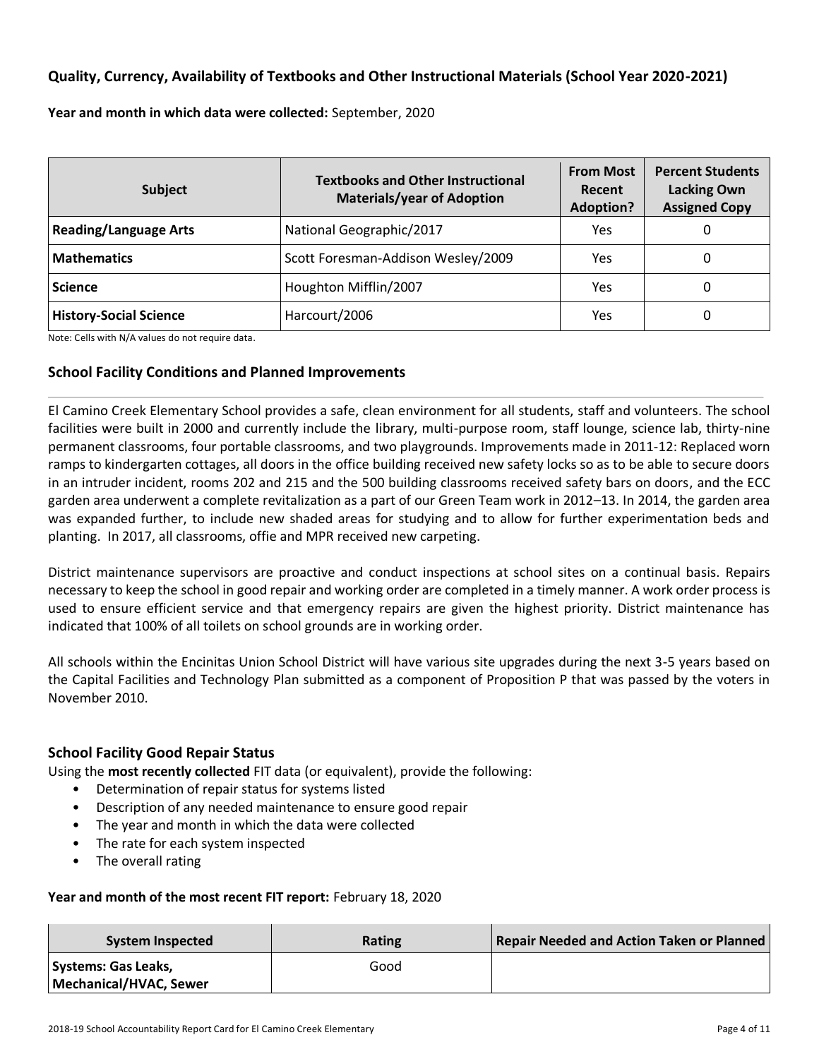### Quality, Currency, Availability of Textbooks and Other Instructional Materials (School Year 2020-2021)

**Year and month in which data were collected:** September, 2020

| Subject | Textbooks and Other Instructional Materials/year of Adoption | From Most Recent Adoption? | Percent Students Lacking Own Assigned Copy |
|---|---|---|---|
| **Reading/Language Arts** | National Geographic/2017 | Yes | 0 |
| **Mathematics** | Scott Foresman-Addison Wesley/2009 | Yes | 0 |
| **Science** | Houghton Mifflin/2007 | Yes | 0 |
| **History-Social Science** | Harcourt/2006 | Yes | 0 |

Note: Cells with N/A values do not require data.

### School Facility Conditions and Planned Improvements

El Camino Creek Elementary School provides a safe, clean environment for all students, staff and volunteers. The school facilities were built in 2000 and currently include the library, multi-purpose room, staff lounge, science lab, thirty-nine permanent classrooms, four portable classrooms, and two playgrounds. Improvements made in 2011-12: Replaced worn ramps to kindergarten cottages, all doors in the office building received new safety locks so as to be able to secure doors in an intruder incident, rooms 202 and 215 and the 500 building classrooms received safety bars on doors, and the ECC garden area underwent a complete revitalization as a part of our Green Team work in 2012–13. In 2014, the garden area was expanded further, to include new shaded areas for studying and to allow for further experimentation beds and planting. In 2017, all classrooms, offie and MPR received new carpeting.

District maintenance supervisors are proactive and conduct inspections at school sites on a continual basis. Repairs necessary to keep the school in good repair and working order are completed in a timely manner. A work order process is used to ensure efficient service and that emergency repairs are given the highest priority. District maintenance has indicated that 100% of all toilets on school grounds are in working order.

All schools within the Encinitas Union School District will have various site upgrades during the next 3-5 years based on the Capital Facilities and Technology Plan submitted as a component of Proposition P that was passed by the voters in November 2010.

### School Facility Good Repair Status

Using the **most recently collected** FIT data (or equivalent), provide the following:

- Determination of repair status for systems listed
- Description of any needed maintenance to ensure good repair
- The year and month in which the data were collected
- The rate for each system inspected
- The overall rating

**Year and month of the most recent FIT report:** February 18, 2020

| System Inspected | Rating | Repair Needed and Action Taken or Planned |
|---|---|---|
| **Systems: Gas Leaks, Mechanical/HVAC, Sewer** | Good | |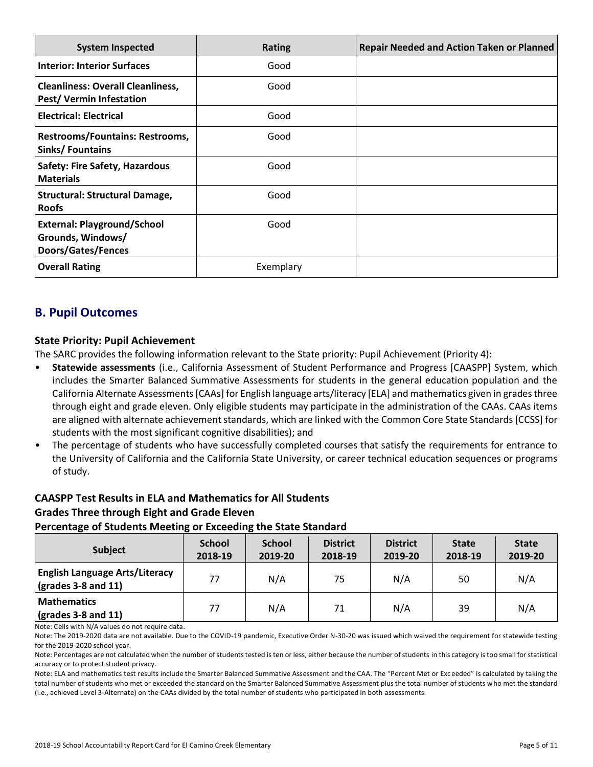| System Inspected | Rating | Repair Needed and Action Taken or Planned |
| --- | --- | --- |
| **Interior: Interior Surfaces** | Good | |
| **Cleanliness: Overall Cleanliness, Pest/ Vermin Infestation** | Good | |
| **Electrical: Electrical** | Good | |
| **Restrooms/Fountains: Restrooms, Sinks/ Fountains** | Good | |
| **Safety: Fire Safety, Hazardous Materials** | Good | |
| **Structural: Structural Damage, Roofs** | Good | |
| **External: Playground/School Grounds, Windows/ Doors/Gates/Fences** | Good | |
| **Overall Rating** | Exemplary | |

## B. Pupil Outcomes

### State Priority: Pupil Achievement

The SARC provides the following information relevant to the State priority: Pupil Achievement (Priority 4):

- **Statewide assessments** (i.e., California Assessment of Student Performance and Progress [CAASPP] System, which includes the Smarter Balanced Summative Assessments for students in the general education population and the California Alternate Assessments [CAAs] for English language arts/literacy [ELA] and mathematics given in grades three through eight and grade eleven. Only eligible students may participate in the administration of the CAAs. CAAs items are aligned with alternate achievement standards, which are linked with the Common Core State Standards [CCSS] for students with the most significant cognitive disabilities); and
- The percentage of students who have successfully completed courses that satisfy the requirements for entrance to the University of California and the California State University, or career technical education sequences or programs of study.

### CAASPP Test Results in ELA and Mathematics for All Students
### Grades Three through Eight and Grade Eleven
### Percentage of Students Meeting or Exceeding the State Standard

| Subject | School 2018-19 | School 2019-20 | District 2018-19 | District 2019-20 | State 2018-19 | State 2019-20 |
| --- | --- | --- | --- | --- | --- | --- |
| **English Language Arts/Literacy (grades 3-8 and 11)** | 77 | N/A | 75 | N/A | 50 | N/A |
| **Mathematics (grades 3-8 and 11)** | 77 | N/A | 71 | N/A | 39 | N/A |

Note: Cells with N/A values do not require data.

Note: The 2019-2020 data are not available. Due to the COVID-19 pandemic, Executive Order N-30-20 was issued which waived the requirement for statewide testing for the 2019-2020 school year.

Note: Percentages are not calculated when the number of students tested is ten or less, either because the number of students in this category is too small for statistical accuracy or to protect student privacy.

Note: ELA and mathematics test results include the Smarter Balanced Summative Assessment and the CAA. The "Percent Met or Exceeded" is calculated by taking the total number of students who met or exceeded the standard on the Smarter Balanced Summative Assessment plus the total number of students who met the standard (i.e., achieved Level 3-Alternate) on the CAAs divided by the total number of students who participated in both assessments.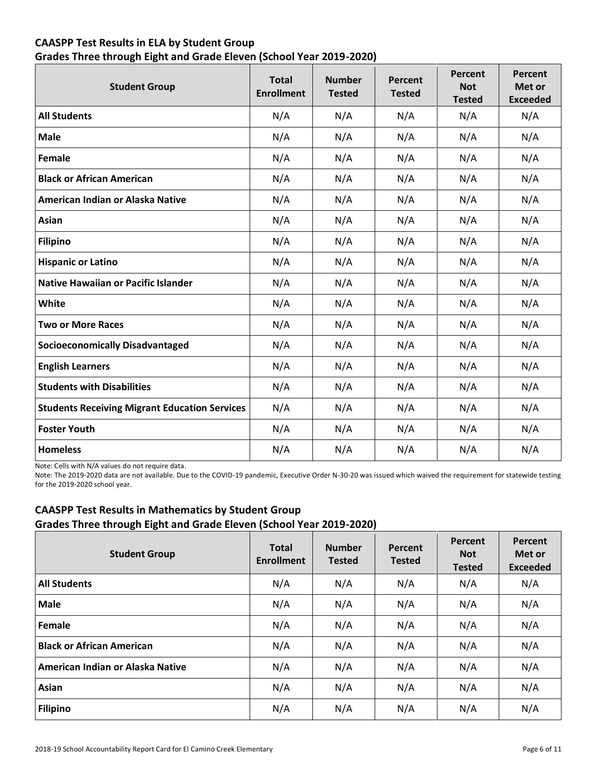## CAASPP Test Results in ELA by Student Group
## Grades Three through Eight and Grade Eleven (School Year 2019-2020)

| Student Group | Total Enrollment | Number Tested | Percent Tested | Percent Not Tested | Percent Met or Exceeded |
|---|---|---|---|---|---|
| **All Students** | N/A | N/A | N/A | N/A | N/A |
| **Male** | N/A | N/A | N/A | N/A | N/A |
| **Female** | N/A | N/A | N/A | N/A | N/A |
| **Black or African American** | N/A | N/A | N/A | N/A | N/A |
| **American Indian or Alaska Native** | N/A | N/A | N/A | N/A | N/A |
| **Asian** | N/A | N/A | N/A | N/A | N/A |
| **Filipino** | N/A | N/A | N/A | N/A | N/A |
| **Hispanic or Latino** | N/A | N/A | N/A | N/A | N/A |
| **Native Hawaiian or Pacific Islander** | N/A | N/A | N/A | N/A | N/A |
| **White** | N/A | N/A | N/A | N/A | N/A |
| **Two or More Races** | N/A | N/A | N/A | N/A | N/A |
| **Socioeconomically Disadvantaged** | N/A | N/A | N/A | N/A | N/A |
| **English Learners** | N/A | N/A | N/A | N/A | N/A |
| **Students with Disabilities** | N/A | N/A | N/A | N/A | N/A |
| **Students Receiving Migrant Education Services** | N/A | N/A | N/A | N/A | N/A |
| **Foster Youth** | N/A | N/A | N/A | N/A | N/A |
| **Homeless** | N/A | N/A | N/A | N/A | N/A |

Note: Cells with N/A values do not require data.

Note: The 2019-2020 data are not available. Due to the COVID-19 pandemic, Executive Order N-30-20 was issued which waived the requirement for statewide testing for the 2019-2020 school year.

## CAASPP Test Results in Mathematics by Student Group
## Grades Three through Eight and Grade Eleven (School Year 2019-2020)

| Student Group | Total Enrollment | Number Tested | Percent Tested | Percent Not Tested | Percent Met or Exceeded |
|---|---|---|---|---|---|
| **All Students** | N/A | N/A | N/A | N/A | N/A |
| **Male** | N/A | N/A | N/A | N/A | N/A |
| **Female** | N/A | N/A | N/A | N/A | N/A |
| **Black or African American** | N/A | N/A | N/A | N/A | N/A |
| **American Indian or Alaska Native** | N/A | N/A | N/A | N/A | N/A |
| **Asian** | N/A | N/A | N/A | N/A | N/A |
| **Filipino** | N/A | N/A | N/A | N/A | N/A |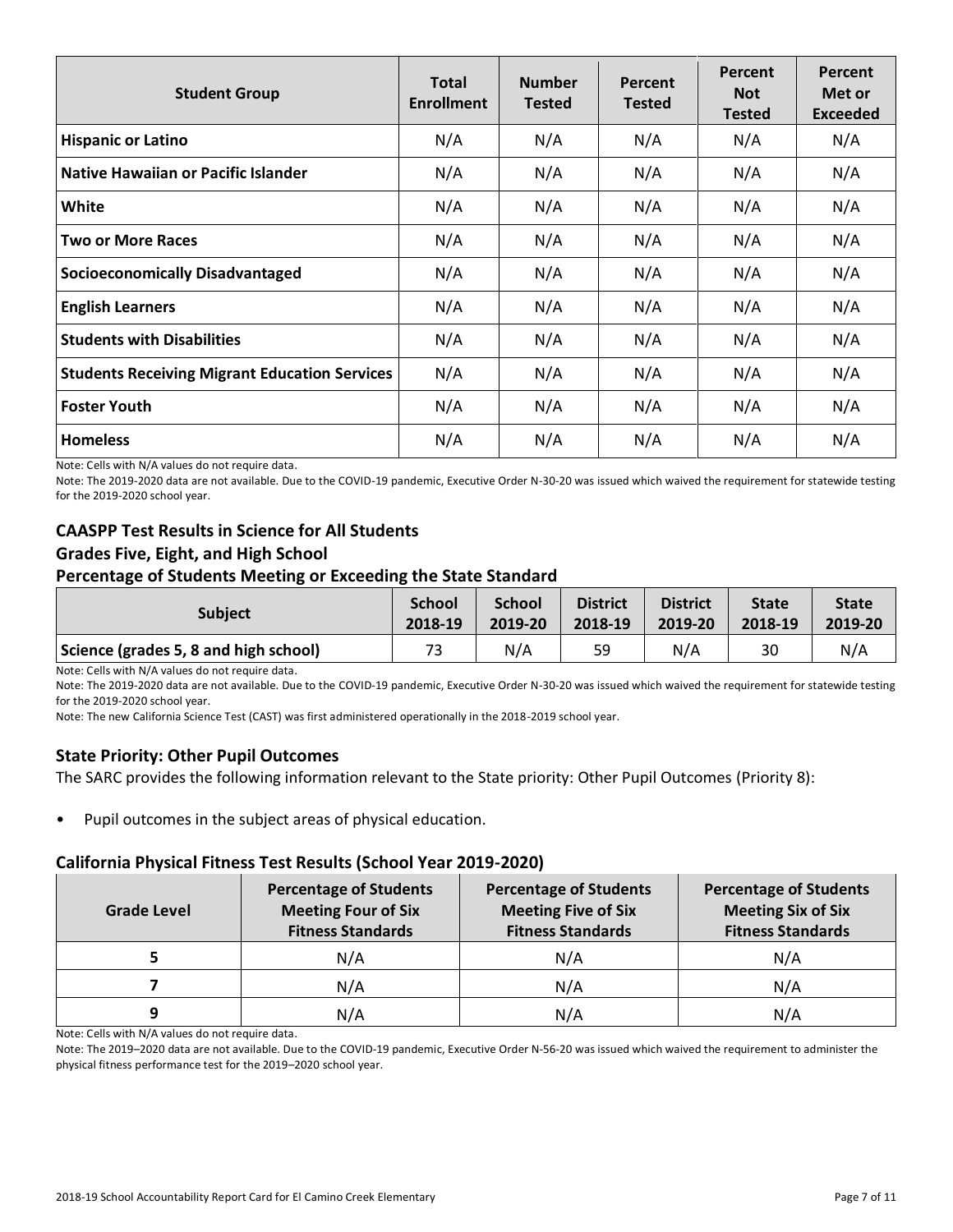| Student Group | Total Enrollment | Number Tested | Percent Tested | Percent Not Tested | Percent Met or Exceeded |
|---|---|---|---|---|---|
| **Hispanic or Latino** | N/A | N/A | N/A | N/A | N/A |
| **Native Hawaiian or Pacific Islander** | N/A | N/A | N/A | N/A | N/A |
| **White** | N/A | N/A | N/A | N/A | N/A |
| **Two or More Races** | N/A | N/A | N/A | N/A | N/A |
| **Socioeconomically Disadvantaged** | N/A | N/A | N/A | N/A | N/A |
| **English Learners** | N/A | N/A | N/A | N/A | N/A |
| **Students with Disabilities** | N/A | N/A | N/A | N/A | N/A |
| **Students Receiving Migrant Education Services** | N/A | N/A | N/A | N/A | N/A |
| **Foster Youth** | N/A | N/A | N/A | N/A | N/A |
| **Homeless** | N/A | N/A | N/A | N/A | N/A |

Note: Cells with N/A values do not require data.

Note: The 2019-2020 data are not available. Due to the COVID-19 pandemic, Executive Order N-30-20 was issued which waived the requirement for statewide testing for the 2019-2020 school year.

### CAASPP Test Results in Science for All Students
### Grades Five, Eight, and High School
### Percentage of Students Meeting or Exceeding the State Standard

| Subject | School 2018-19 | School 2019-20 | District 2018-19 | District 2019-20 | State 2018-19 | State 2019-20 |
|---|---|---|---|---|---|---|
| **Science (grades 5, 8 and high school)** | 73 | N/A | 59 | N/A | 30 | N/A |

Note: Cells with N/A values do not require data.

Note: The 2019-2020 data are not available. Due to the COVID-19 pandemic, Executive Order N-30-20 was issued which waived the requirement for statewide testing for the 2019-2020 school year.

Note: The new California Science Test (CAST) was first administered operationally in the 2018-2019 school year.

### State Priority: Other Pupil Outcomes

The SARC provides the following information relevant to the State priority: Other Pupil Outcomes (Priority 8):

- Pupil outcomes in the subject areas of physical education.

### California Physical Fitness Test Results (School Year 2019-2020)

| Grade Level | Percentage of Students Meeting Four of Six Fitness Standards | Percentage of Students Meeting Five of Six Fitness Standards | Percentage of Students Meeting Six of Six Fitness Standards |
|---|---|---|---|
| **5** | N/A | N/A | N/A |
| **7** | N/A | N/A | N/A |
| **9** | N/A | N/A | N/A |

Note: Cells with N/A values do not require data.

Note: The 2019–2020 data are not available. Due to the COVID-19 pandemic, Executive Order N-56-20 was issued which waived the requirement to administer the physical fitness performance test for the 2019–2020 school year.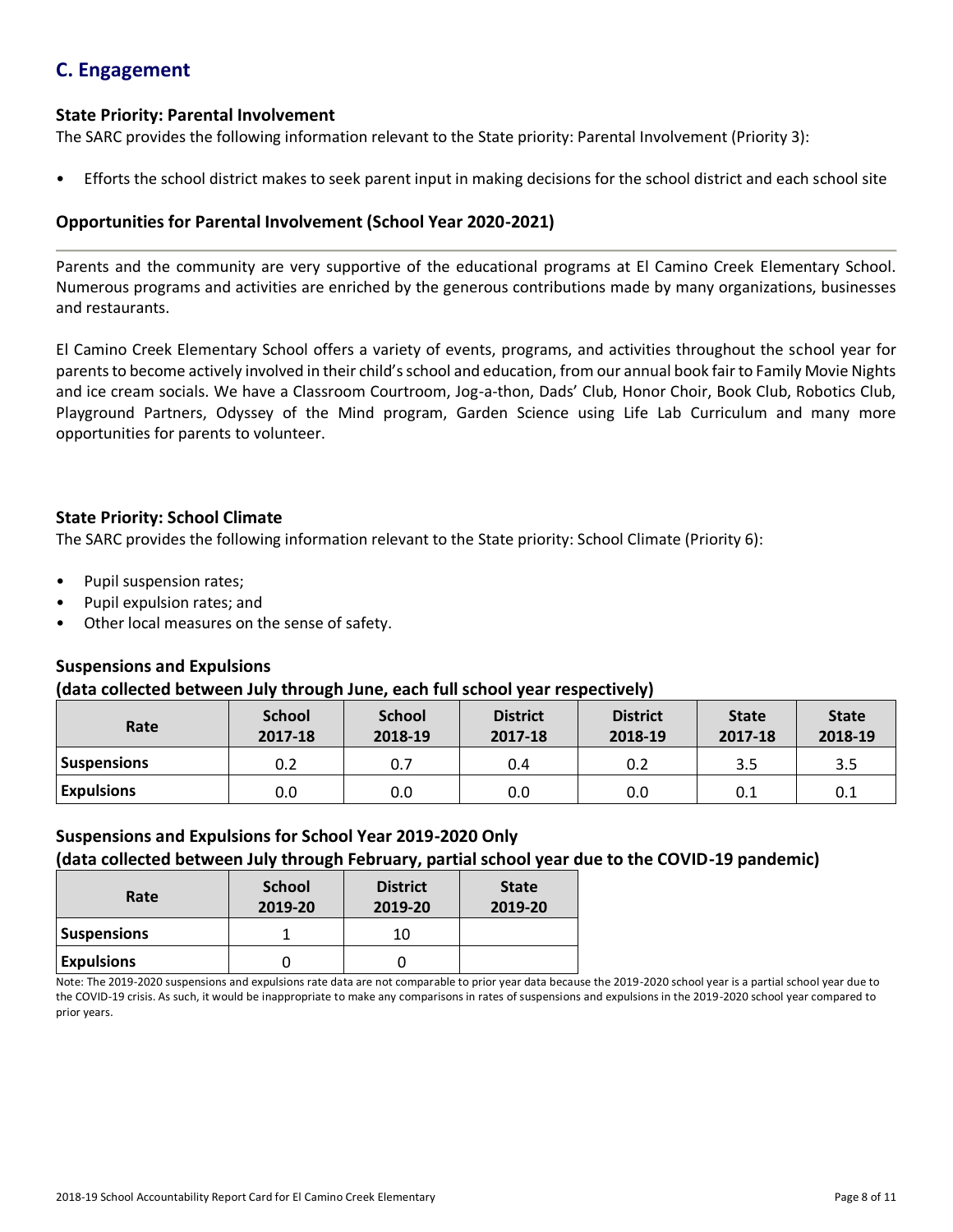## C. Engagement

### State Priority: Parental Involvement

The SARC provides the following information relevant to the State priority: Parental Involvement (Priority 3):

- Efforts the school district makes to seek parent input in making decisions for the school district and each school site

### Opportunities for Parental Involvement (School Year 2020-2021)

Parents and the community are very supportive of the educational programs at El Camino Creek Elementary School. Numerous programs and activities are enriched by the generous contributions made by many organizations, businesses and restaurants.

El Camino Creek Elementary School offers a variety of events, programs, and activities throughout the school year for parents to become actively involved in their child's school and education, from our annual book fair to Family Movie Nights and ice cream socials. We have a Classroom Courtroom, Jog-a-thon, Dads' Club, Honor Choir, Book Club, Robotics Club, Playground Partners, Odyssey of the Mind program, Garden Science using Life Lab Curriculum and many more opportunities for parents to volunteer.

### State Priority: School Climate

The SARC provides the following information relevant to the State priority: School Climate (Priority 6):

- Pupil suspension rates;
- Pupil expulsion rates; and
- Other local measures on the sense of safety.

### Suspensions and Expulsions
**(data collected between July through June, each full school year respectively)**

| Rate | School 2017-18 | School 2018-19 | District 2017-18 | District 2018-19 | State 2017-18 | State 2018-19 |
|---|---|---|---|---|---|---|
| Suspensions | 0.2 | 0.7 | 0.4 | 0.2 | 3.5 | 3.5 |
| Expulsions | 0.0 | 0.0 | 0.0 | 0.0 | 0.1 | 0.1 |

### Suspensions and Expulsions for School Year 2019-2020 Only
**(data collected between July through February, partial school year due to the COVID-19 pandemic)**

| Rate | School 2019-20 | District 2019-20 | State 2019-20 |
|---|---|---|---|
| Suspensions | 1 | 10 | |
| Expulsions | 0 | 0 | |

Note: The 2019-2020 suspensions and expulsions rate data are not comparable to prior year data because the 2019-2020 school year is a partial school year due to the COVID-19 crisis. As such, it would be inappropriate to make any comparisons in rates of suspensions and expulsions in the 2019-2020 school year compared to prior years.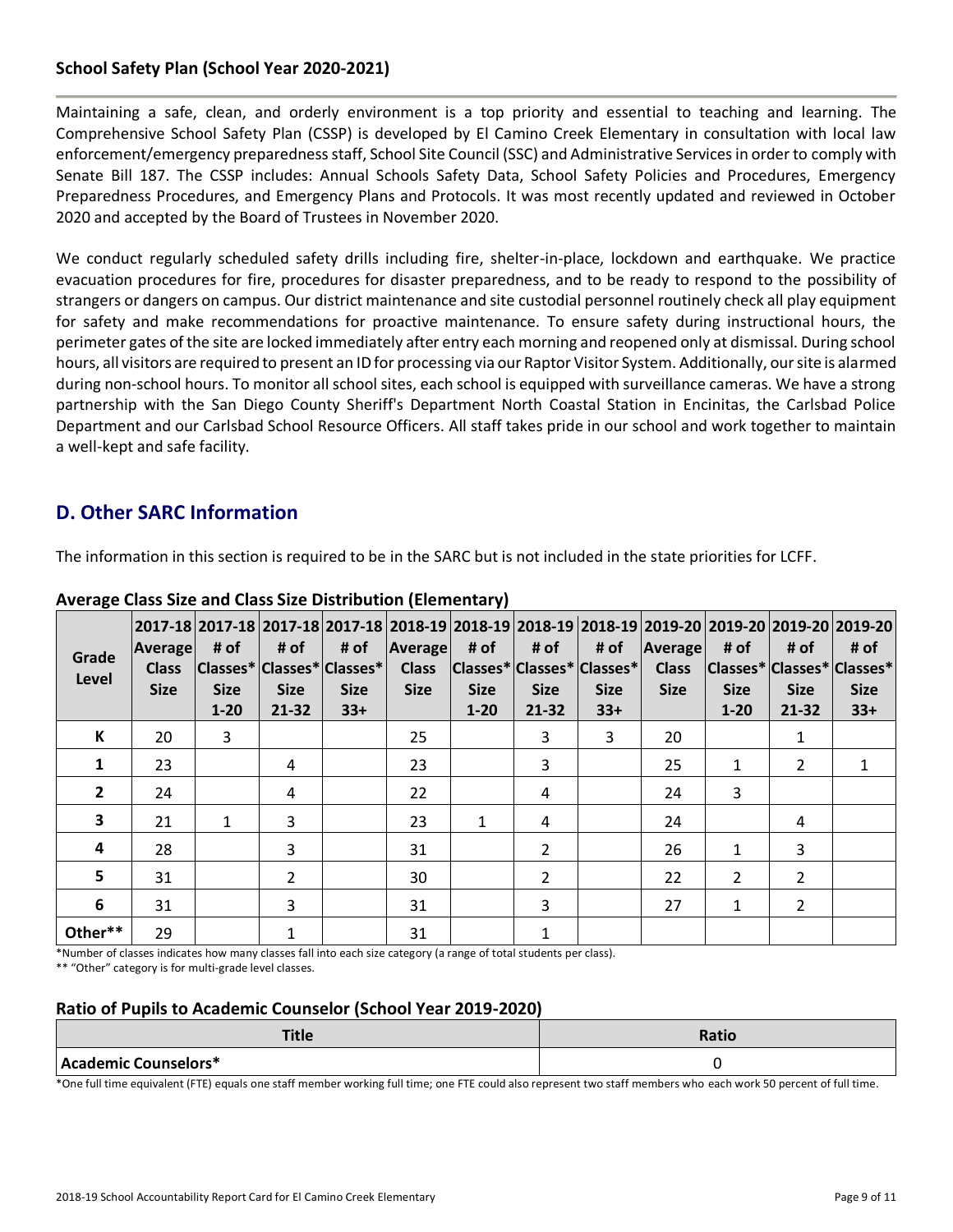### School Safety Plan (School Year 2020-2021)

Maintaining a safe, clean, and orderly environment is a top priority and essential to teaching and learning. The Comprehensive School Safety Plan (CSSP) is developed by El Camino Creek Elementary in consultation with local law enforcement/emergency preparedness staff, School Site Council (SSC) and Administrative Services in order to comply with Senate Bill 187. The CSSP includes: Annual Schools Safety Data, School Safety Policies and Procedures, Emergency Preparedness Procedures, and Emergency Plans and Protocols. It was most recently updated and reviewed in October 2020 and accepted by the Board of Trustees in November 2020.

We conduct regularly scheduled safety drills including fire, shelter-in-place, lockdown and earthquake. We practice evacuation procedures for fire, procedures for disaster preparedness, and to be ready to respond to the possibility of strangers or dangers on campus. Our district maintenance and site custodial personnel routinely check all play equipment for safety and make recommendations for proactive maintenance. To ensure safety during instructional hours, the perimeter gates of the site are locked immediately after entry each morning and reopened only at dismissal. During school hours, all visitors are required to present an ID for processing via our Raptor Visitor System. Additionally, our site is alarmed during non-school hours. To monitor all school sites, each school is equipped with surveillance cameras. We have a strong partnership with the San Diego County Sheriff's Department North Coastal Station in Encinitas, the Carlsbad Police Department and our Carlsbad School Resource Officers. All staff takes pride in our school and work together to maintain a well-kept and safe facility.

## D. Other SARC Information

The information in this section is required to be in the SARC but is not included in the state priorities for LCFF.

### Average Class Size and Class Size Distribution (Elementary)

| Grade Level | 2017-18 Average Class Size | 2017-18 # of Classes* Size 1-20 | 2017-18 # of Classes* Size 21-32 | 2017-18 # of Classes* Size 33+ | 2018-19 Average Class Size | 2018-19 # of Classes* Size 1-20 | 2018-19 # of Classes* Size 21-32 | 2018-19 # of Classes* Size 33+ | 2019-20 Average Class Size | 2019-20 # of Classes* Size 1-20 | 2019-20 # of Classes* Size 21-32 | 2019-20 # of Classes* Size 33+ |
|---|---|---|---|---|---|---|---|---|---|---|---|---|
| K | 20 | 3 | | | 25 | | 3 | 3 | 20 | | 1 | |
| 1 | 23 | | 4 | | 23 | | 3 | | 25 | 1 | 2 | 1 |
| 2 | 24 | | 4 | | 22 | | 4 | | 24 | 3 | | |
| 3 | 21 | 1 | 3 | | 23 | 1 | 4 | | 24 | | 4 | |
| 4 | 28 | | 3 | | 31 | | 2 | | 26 | 1 | 3 | |
| 5 | 31 | | 2 | | 30 | | 2 | | 22 | 2 | 2 | |
| 6 | 31 | | 3 | | 31 | | 3 | | 27 | 1 | 2 | |
| Other** | 29 | | 1 | | 31 | | 1 | | | | | |

*Number of classes indicates how many classes fall into each size category (a range of total students per class).

** "Other" category is for multi-grade level classes.

### Ratio of Pupils to Academic Counselor (School Year 2019-2020)

| Title | Ratio |
|---|---|
| Academic Counselors* | 0 |

*One full time equivalent (FTE) equals one staff member working full time; one FTE could also represent two staff members who each work 50 percent of full time.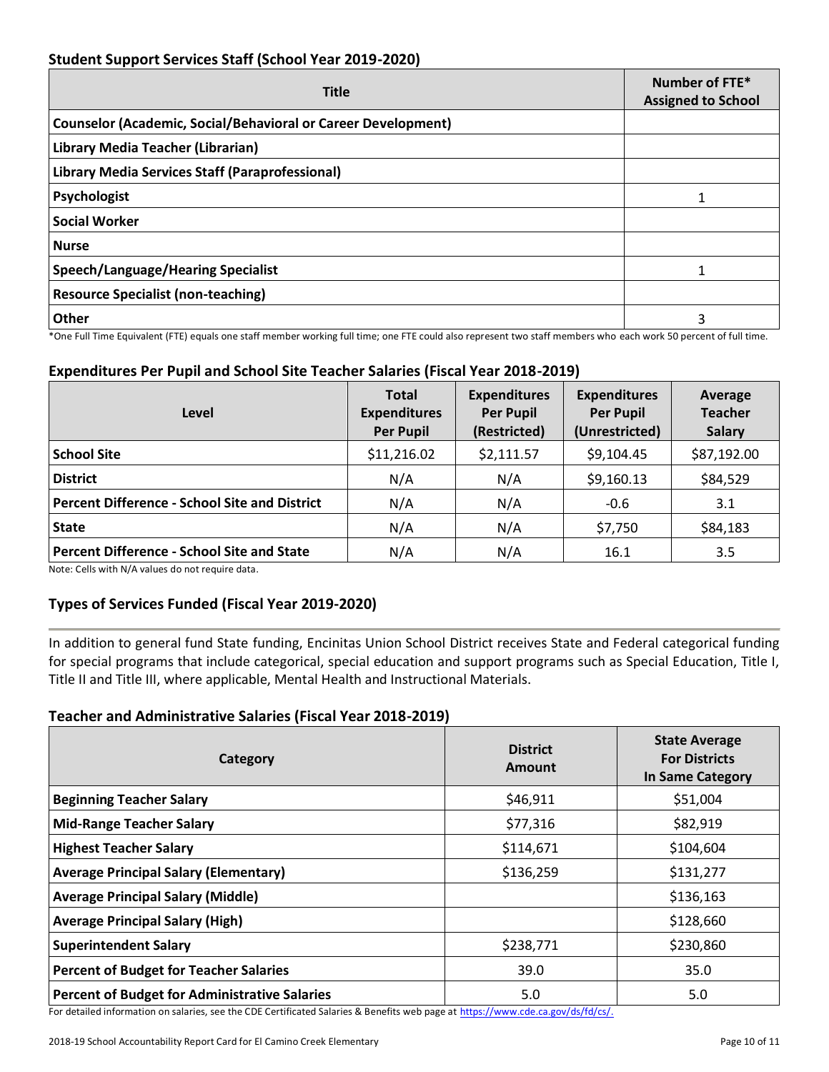## Student Support Services Staff (School Year 2019-2020)

| Title | Number of FTE* Assigned to School |
|---|---|
| Counselor (Academic, Social/Behavioral or Career Development) | |
| Library Media Teacher (Librarian) | |
| Library Media Services Staff (Paraprofessional) | |
| Psychologist | 1 |
| Social Worker | |
| Nurse | |
| Speech/Language/Hearing Specialist | 1 |
| Resource Specialist (non-teaching) | |
| Other | 3 |

*One Full Time Equivalent (FTE) equals one staff member working full time; one FTE could also represent two staff members who each work 50 percent of full time.

## Expenditures Per Pupil and School Site Teacher Salaries (Fiscal Year 2018-2019)

| Level | Total Expenditures Per Pupil | Expenditures Per Pupil (Restricted) | Expenditures Per Pupil (Unrestricted) | Average Teacher Salary |
|---|---|---|---|---|
| School Site | $11,216.02 | $2,111.57 | $9,104.45 | $87,192.00 |
| District | N/A | N/A | $9,160.13 | $84,529 |
| Percent Difference - School Site and District | N/A | N/A | -0.6 | 3.1 |
| State | N/A | N/A | $7,750 | $84,183 |
| Percent Difference - School Site and State | N/A | N/A | 16.1 | 3.5 |

Note: Cells with N/A values do not require data.

## Types of Services Funded (Fiscal Year 2019-2020)

In addition to general fund State funding, Encinitas Union School District receives State and Federal categorical funding for special programs that include categorical, special education and support programs such as Special Education, Title I, Title II and Title III, where applicable, Mental Health and Instructional Materials.

## Teacher and Administrative Salaries (Fiscal Year 2018-2019)

| Category | District Amount | State Average For Districts In Same Category |
|---|---|---|
| Beginning Teacher Salary | $46,911 | $51,004 |
| Mid-Range Teacher Salary | $77,316 | $82,919 |
| Highest Teacher Salary | $114,671 | $104,604 |
| Average Principal Salary (Elementary) | $136,259 | $131,277 |
| Average Principal Salary (Middle) | | $136,163 |
| Average Principal Salary (High) | | $128,660 |
| Superintendent Salary | $238,771 | $230,860 |
| Percent of Budget for Teacher Salaries | 39.0 | 35.0 |
| Percent of Budget for Administrative Salaries | 5.0 | 5.0 |

For detailed information on salaries, see the CDE Certificated Salaries & Benefits web page at https://www.cde.ca.gov/ds/fd/cs/.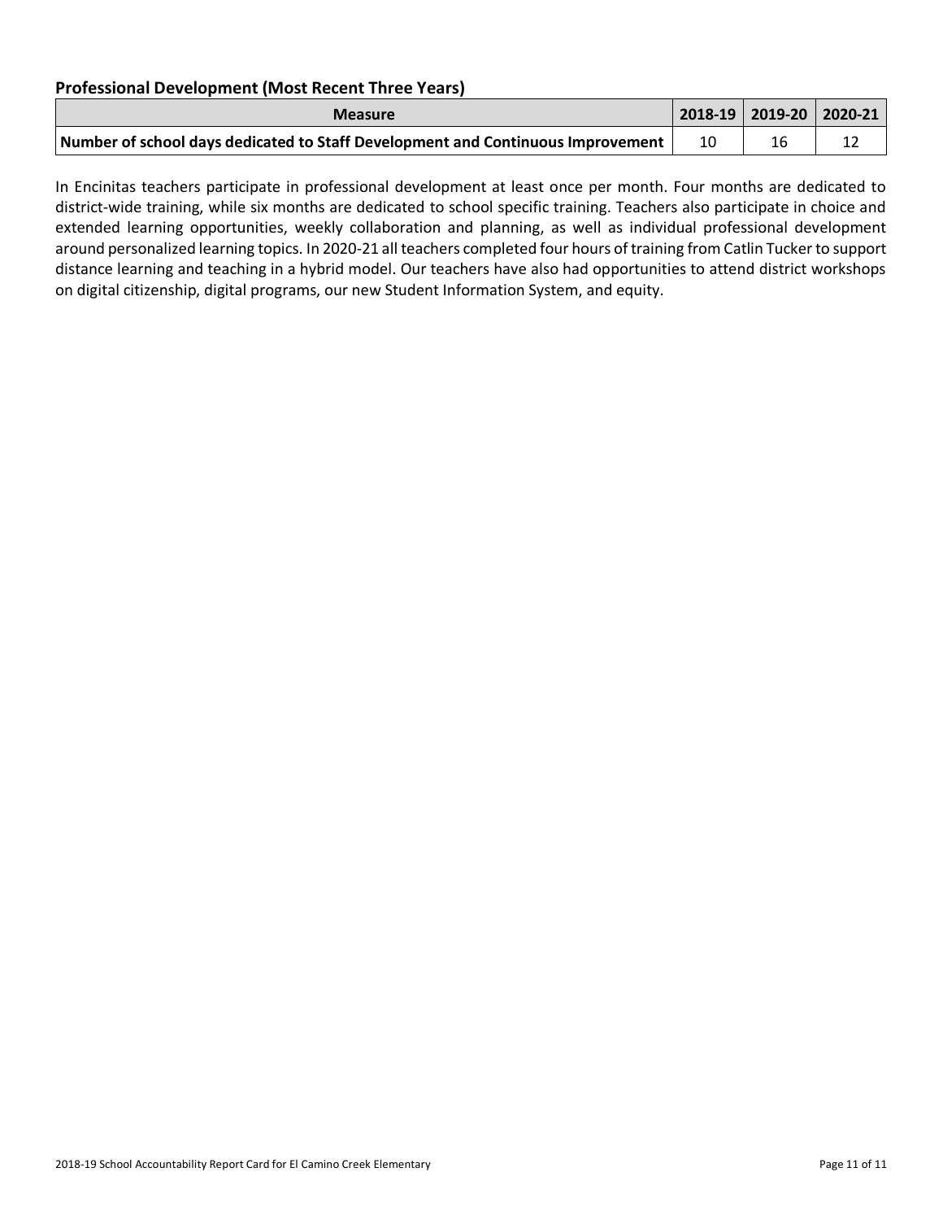### Professional Development (Most Recent Three Years)

| Measure | 2018-19 | 2019-20 | 2020-21 |
| --- | --- | --- | --- |
| Number of school days dedicated to Staff Development and Continuous Improvement | 10 | 16 | 12 |

In Encinitas teachers participate in professional development at least once per month. Four months are dedicated to district-wide training, while six months are dedicated to school specific training. Teachers also participate in choice and extended learning opportunities, weekly collaboration and planning, as well as individual professional development around personalized learning topics. In 2020-21 all teachers completed four hours of training from Catlin Tucker to support distance learning and teaching in a hybrid model. Our teachers have also had opportunities to attend district workshops on digital citizenship, digital programs, our new Student Information System, and equity.